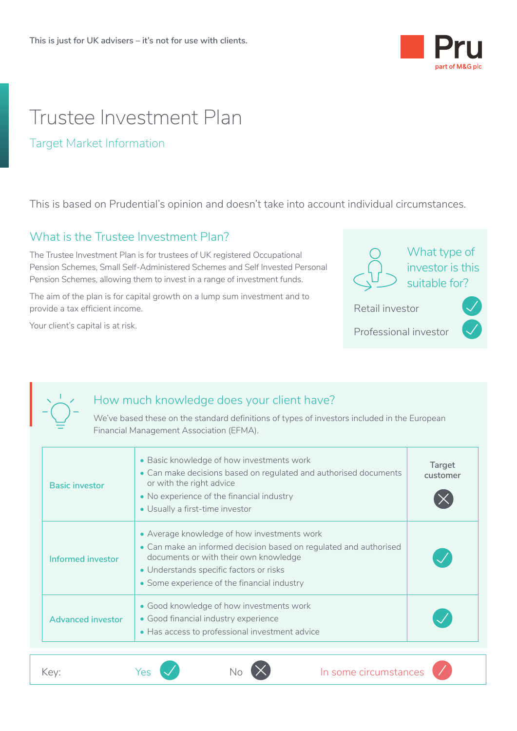This is just for UK advisers – it's not for use with clients.

Pru
part of M&G plc

# Trustee Investment Plan

## Target Market Information

This is based on Prudential's opinion and doesn't take into account individual circumstances.

### What is the Trustee Investment Plan?

The Trustee Investment Plan is for trustees of UK registered Occupational Pension Schemes, Small Self-Administered Schemes and Self Invested Personal Pension Schemes, allowing them to invest in a range of investment funds.

The aim of the plan is for capital growth on a lump sum investment and to provide a tax efficient income.

Your client's capital is at risk.

### What type of investor is this suitable for?

| Investor type | |
|---|---|
| Retail investor | ✓ |
| Professional investor | ✓ |

### How much knowledge does your client have?

We've based these on the standard definitions of types of investors included in the European Financial Management Association (EFMA).

| | | Target customer |
|---|---|---|
| Basic investor | • Basic knowledge of how investments work<br>• Can make decisions based on regulated and authorised documents or with the right advice<br>• No experience of the financial industry<br>• Usually a first-time investor | ✗ |
| Informed investor | • Average knowledge of how investments work<br>• Can make an informed decision based on regulated and authorised documents or with their own knowledge<br>• Understands specific factors or risks<br>• Some experience of the financial industry | ✓ |
| Advanced investor | • Good knowledge of how investments work<br>• Good financial industry experience<br>• Has access to professional investment advice | ✓ |

Key: Yes ✓ No ✗ In some circumstances /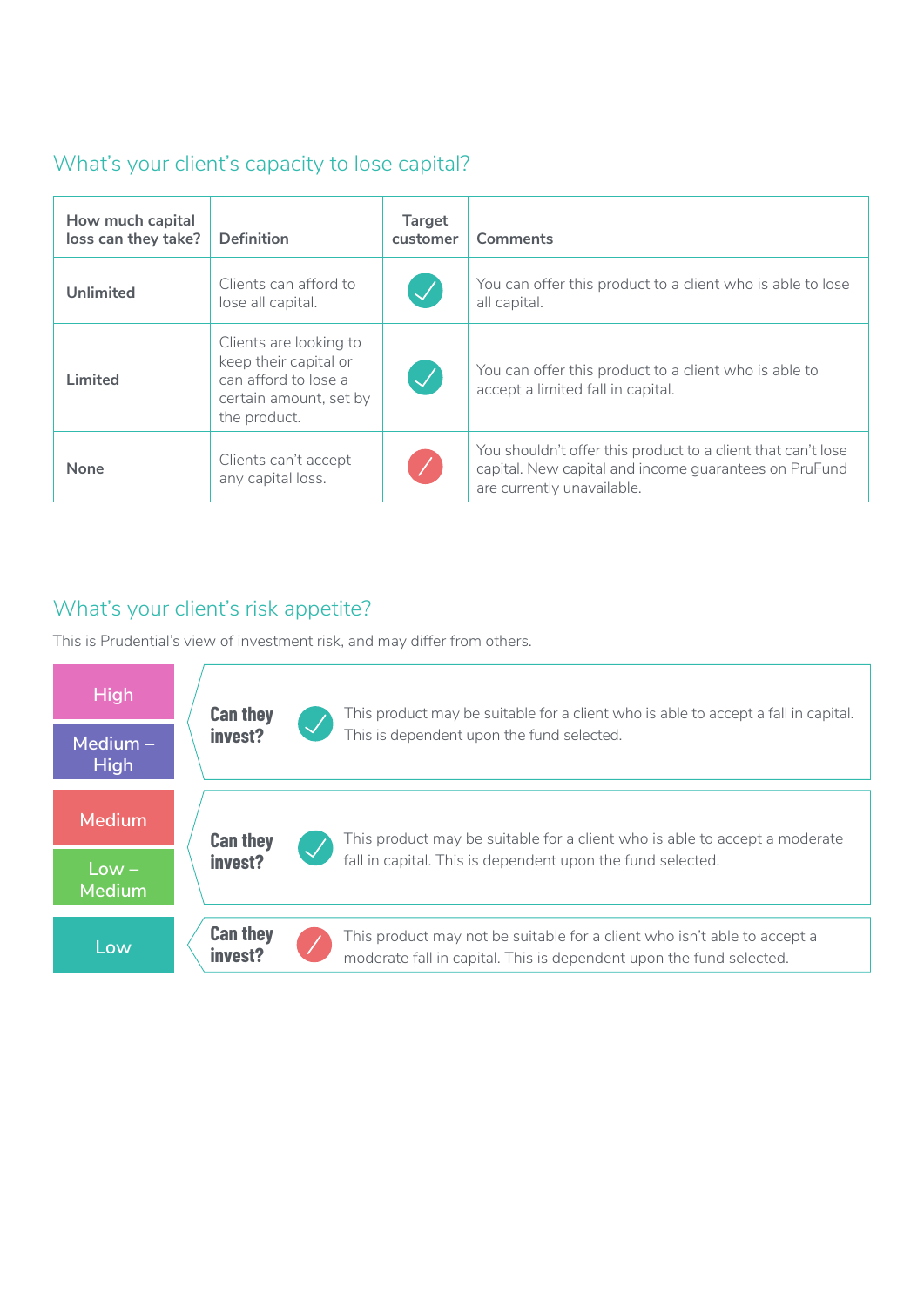## What's your client's capacity to lose capital?

| How much capital loss can they take? | Definition | Target customer | Comments |
|---|---|---|---|
| **Unlimited** | Clients can afford to lose all capital. | ✓ | You can offer this product to a client who is able to lose all capital. |
| **Limited** | Clients are looking to keep their capital or can afford to lose a certain amount, set by the product. | ✓ | You can offer this product to a client who is able to accept a limited fall in capital. |
| **None** | Clients can't accept any capital loss. | ✗ | You shouldn't offer this product to a client that can't lose capital. New capital and income guarantees on PruFund are currently unavailable. |

## What's your client's risk appetite?

This is Prudential's view of investment risk, and may differ from others.

| Risk appetite | Can they invest? | |
|---|---|---|
| High / Medium – High | ✓ | This product may be suitable for a client who is able to accept a fall in capital. This is dependent upon the fund selected. |
| Medium / Low – Medium | ✓ | This product may be suitable for a client who is able to accept a moderate fall in capital. This is dependent upon the fund selected. |
| Low | ✗ | This product may not be suitable for a client who isn't able to accept a moderate fall in capital. This is dependent upon the fund selected. |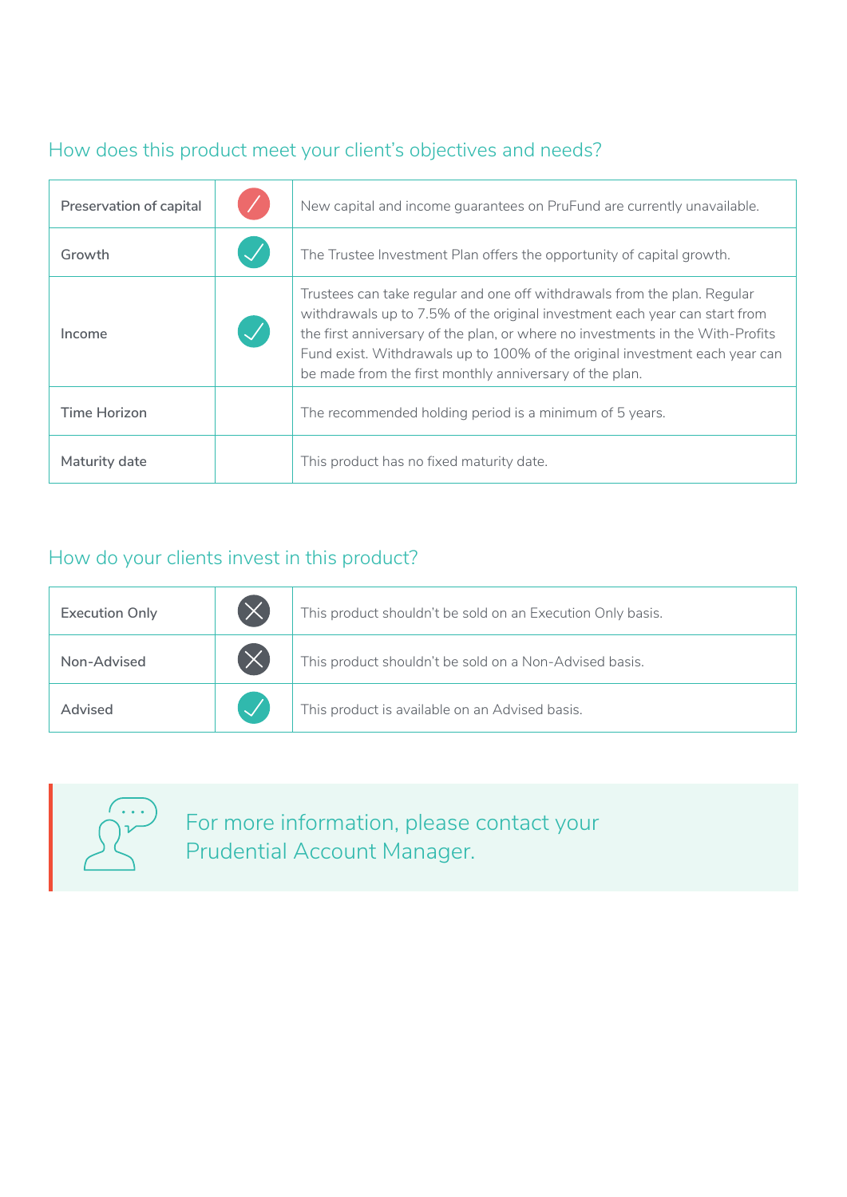## How does this product meet your client's objectives and needs?

| | | |
|---|---|---|
| Preservation of capital | ⊘ | New capital and income guarantees on PruFund are currently unavailable. |
| Growth | ✓ | The Trustee Investment Plan offers the opportunity of capital growth. |
| Income | ✓ | Trustees can take regular and one off withdrawals from the plan. Regular withdrawals up to 7.5% of the original investment each year can start from the first anniversary of the plan, or where no investments in the With-Profits Fund exist. Withdrawals up to 100% of the original investment each year can be made from the first monthly anniversary of the plan. |
| Time Horizon | | The recommended holding period is a minimum of 5 years. |
| Maturity date | | This product has no fixed maturity date. |

## How do your clients invest in this product?

| | | |
|---|---|---|
| Execution Only | ✗ | This product shouldn't be sold on an Execution Only basis. |
| Non-Advised | ✗ | This product shouldn't be sold on a Non-Advised basis. |
| Advised | ✓ | This product is available on an Advised basis. |

For more information, please contact your Prudential Account Manager.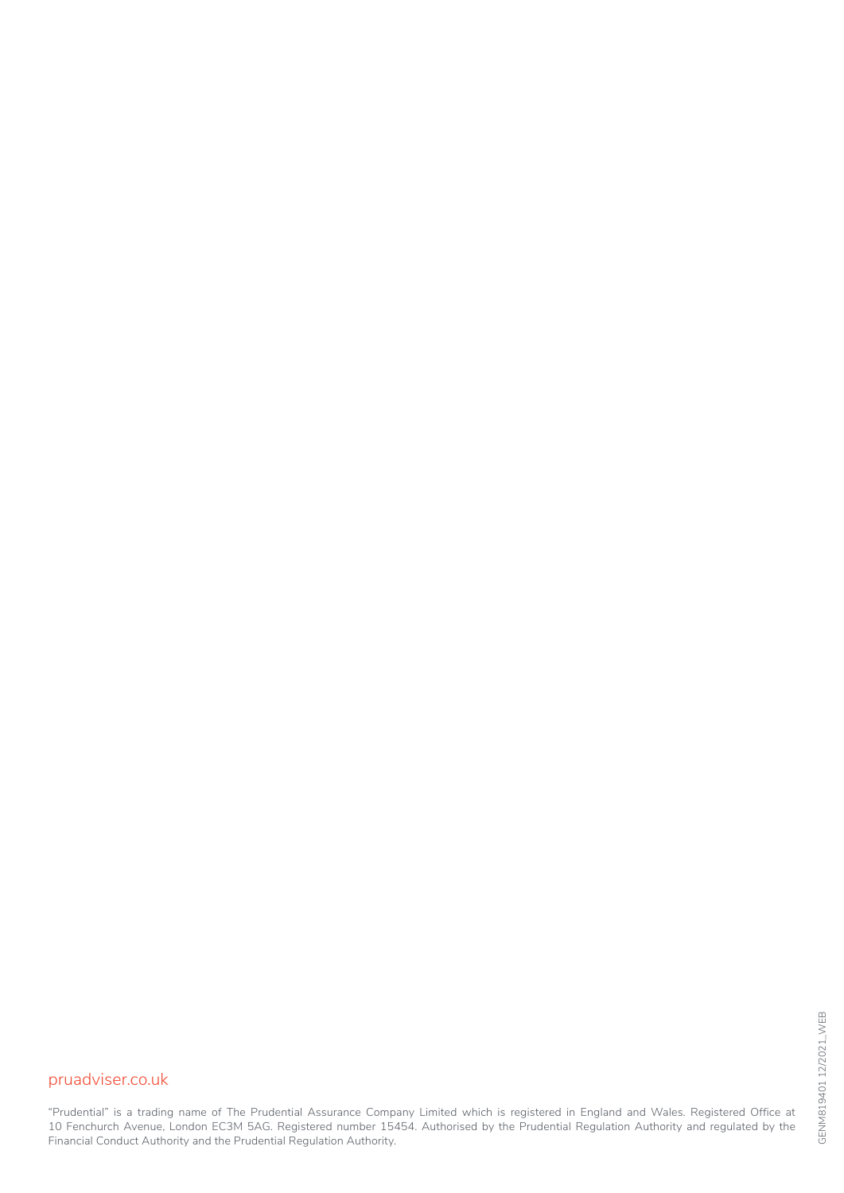pruadviser.co.uk

"Prudential" is a trading name of The Prudential Assurance Company Limited which is registered in England and Wales. Registered Office at 10 Fenchurch Avenue, London EC3M 5AG. Registered number 15454. Authorised by the Prudential Regulation Authority and regulated by the Financial Conduct Authority and the Prudential Regulation Authority.

GENM819401 12/2021_WEB